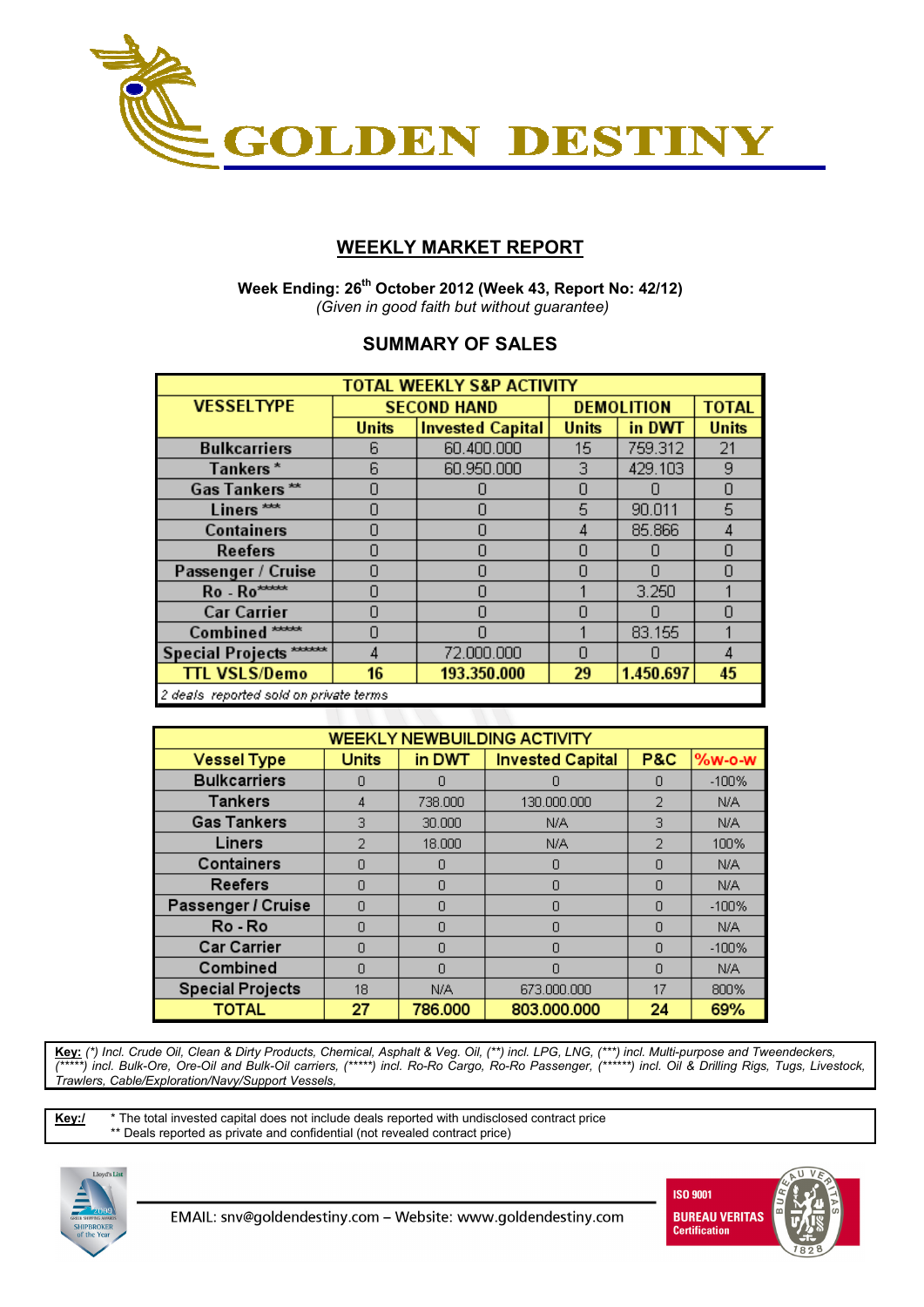# GOLDEN DESTINY

## WEEKLY MARKET REPORT

**Week Ending: 26th October 2012 (Week 43, Report No: 42/12)**
*(Given in good faith but without guarantee)*

## SUMMARY OF SALES

| TOTAL WEEKLY S&P ACTIVITY | | | | | |
|---|---|---|---|---|---|
| VESSELTYPE | SECOND HAND | | DEMOLITION | | TOTAL |
| | Units | Invested Capital | Units | in DWT | Units |
| Bulkcarriers | 6 | 60.400.000 | 15 | 759.312 | 21 |
| Tankers * | 6 | 60.950.000 | 3 | 429.103 | 9 |
| Gas Tankers ** | 0 | 0 | 0 | 0 | 0 |
| Liners *** | 0 | 0 | 5 | 90.011 | 5 |
| Containers | 0 | 0 | 4 | 85.866 | 4 |
| Reefers | 0 | 0 | 0 | 0 | 0 |
| Passenger / Cruise | 0 | 0 | 0 | 0 | 0 |
| Ro - Ro***** | 0 | 0 | 1 | 3.250 | 1 |
| Car Carrier | 0 | 0 | 0 | 0 | 0 |
| Combined ***** | 0 | 0 | 1 | 83.155 | 1 |
| Special Projects ****** | 4 | 72.000.000 | 0 | 0 | 4 |
| **TTL VSLS/Demo** | **16** | **193.350.000** | **29** | **1.450.697** | **45** |

*2 deals reported sold on private terms*

| WEEKLY NEWBUILDING ACTIVITY | | | | | |
|---|---|---|---|---|---|
| Vessel Type | Units | in DWT | Invested Capital | P&C | %w-o-w |
| Bulkcarriers | 0 | 0 | 0 | 0 | -100% |
| Tankers | 4 | 738.000 | 130.000.000 | 2 | N/A |
| Gas Tankers | 3 | 30.000 | N/A | 3 | N/A |
| Liners | 2 | 18.000 | N/A | 2 | 100% |
| Containers | 0 | 0 | 0 | 0 | N/A |
| Reefers | 0 | 0 | 0 | 0 | N/A |
| Passenger / Cruise | 0 | 0 | 0 | 0 | -100% |
| Ro - Ro | 0 | 0 | 0 | 0 | N/A |
| Car Carrier | 0 | 0 | 0 | 0 | -100% |
| Combined | 0 | 0 | 0 | 0 | N/A |
| Special Projects | 18 | N/A | 673.000.000 | 17 | 800% |
| **TOTAL** | **27** | **786.000** | **803.000.000** | **24** | **69%** |

**Key:** *(\*) Incl. Crude Oil, Clean & Dirty Products, Chemical, Asphalt & Veg. Oil, (\*\*) incl. LPG, LNG, (\*\*\*) incl. Multi-purpose and Tweendeckers, (\*\*\*\*\*) incl. Bulk-Ore, Ore-Oil and Bulk-Oil carriers, (\*\*\*\*\*) incl. Ro-Ro Cargo, Ro-Ro Passenger, (\*\*\*\*\*\*) incl. Oil & Drilling Rigs, Tugs, Livestock, Trawlers, Cable/Exploration/Navy/Support Vessels,*

**Key:/** * The total invested capital does not include deals reported with undisclosed contract price
** Deals reported as private and confidential (not revealed contract price)

EMAIL: snv@goldendestiny.com – Website: www.goldendestiny.com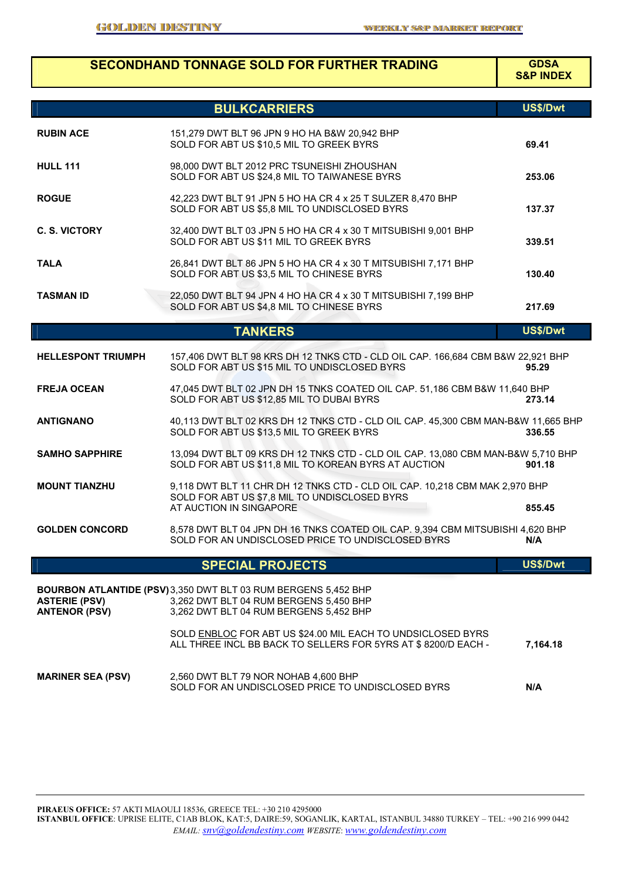# SECONDHAND TONNAGE SOLD FOR FURTHER TRADING

**GDSA S&P INDEX**

## BULKCARRIERS

| Vessel | Details | US$/Dwt |
|---|---|---|
| **RUBIN ACE** | 151,279 DWT BLT 96 JPN 9 HO HA B&W 20,942 BHP<br>SOLD FOR ABT US $10,5 MIL TO GREEK BYRS | **69.41** |
| **HULL 111** | 98,000 DWT BLT 2012 PRC TSUNEISHI ZHOUSHAN<br>SOLD FOR ABT US $24,8 MIL TO TAIWANESE BYRS | **253.06** |
| **ROGUE** | 42,223 DWT BLT 91 JPN 5 HO HA CR 4 x 25 T SULZER 8,470 BHP<br>SOLD FOR ABT US $5,8 MIL TO UNDISCLOSED BYRS | **137.37** |
| **C. S. VICTORY** | 32,400 DWT BLT 03 JPN 5 HO HA CR 4 x 30 T MITSUBISHI 9,001 BHP<br>SOLD FOR ABT US $11 MIL TO GREEK BYRS | **339.51** |
| **TALA** | 26,841 DWT BLT 86 JPN 5 HO HA CR 4 x 30 T MITSUBISHI 7,171 BHP<br>SOLD FOR ABT US $3,5 MIL TO CHINESE BYRS | **130.40** |
| **TASMAN ID** | 22,050 DWT BLT 94 JPN 4 HO HA CR 4 x 30 T MITSUBISHI 7,199 BHP<br>SOLD FOR ABT US $4,8 MIL TO CHINESE BYRS | **217.69** |

## TANKERS

| Vessel | Details | US$/Dwt |
|---|---|---|
| **HELLESPONT TRIUMPH** | 157,406 DWT BLT 98 KRS DH 12 TNKS CTD - CLD OIL CAP. 166,684 CBM B&W 22,921 BHP<br>SOLD FOR ABT US $15 MIL TO UNDISCLOSED BYRS | **95.29** |
| **FREJA OCEAN** | 47,045 DWT BLT 02 JPN DH 15 TNKS COATED OIL CAP. 51,186 CBM B&W 11,640 BHP<br>SOLD FOR ABT US $12,85 MIL TO DUBAI BYRS | **273.14** |
| **ANTIGNANO** | 40,113 DWT BLT 02 KRS DH 12 TNKS CTD - CLD OIL CAP. 45,300 CBM MAN-B&W 11,665 BHP<br>SOLD FOR ABT US $13,5 MIL TO GREEK BYRS | **336.55** |
| **SAMHO SAPPHIRE** | 13,094 DWT BLT 09 KRS DH 12 TNKS CTD - CLD OIL CAP. 13,080 CBM MAN-B&W 5,710 BHP<br>SOLD FOR ABT US $11,8 MIL TO KOREAN BYRS AT AUCTION | **901.18** |
| **MOUNT TIANZHU** | 9,118 DWT BLT 11 CHR DH 12 TNKS CTD - CLD OIL CAP. 10,218 CBM MAK 2,970 BHP<br>SOLD FOR ABT US $7,8 MIL TO UNDISCLOSED BYRS<br>AT AUCTION IN SINGAPORE | **855.45** |
| **GOLDEN CONCORD** | 8,578 DWT BLT 04 JPN DH 16 TNKS COATED OIL CAP. 9,394 CBM MITSUBISHI 4,620 BHP<br>SOLD FOR AN UNDISCLOSED PRICE TO UNDISCLOSED BYRS | **N/A** |

## SPECIAL PROJECTS

| Vessel | Details | US$/Dwt |
|---|---|---|
| **BOURBON ATLANTIDE (PSV)**<br>**ASTERIE (PSV)**<br>**ANTENOR (PSV)** | 3,350 DWT BLT 03 RUM BERGENS 5,452 BHP<br>3,262 DWT BLT 04 RUM BERGENS 5,450 BHP<br>3,262 DWT BLT 04 RUM BERGENS 5,452 BHP<br><br>SOLD ENBLOC FOR ABT US $24.00 MIL EACH TO UNDSICLOSED BYRS<br>ALL THREE INCL BB BACK TO SELLERS FOR 5YRS AT $ 8200/D EACH - | **7,164.18** |
| **MARINER SEA (PSV)** | 2,560 DWT BLT 79 NOR NOHAB 4,600 BHP<br>SOLD FOR AN UNDISCLOSED PRICE TO UNDISCLOSED BYRS | **N/A** |

**PIRAEUS OFFICE:** 57 AKTI MIAOULI 18536, GREECE TEL: +30 210 4295000
**ISTANBUL OFFICE**: UPRISE ELITE, C1AB BLOK, KAT:5, DAIRE:59, SOGANLIK, KARTAL, ISTANBUL 34880 TURKEY – TEL: +90 216 999 0442
*EMAIL: snv@goldendestiny.com WEBSITE: www.goldendestiny.com*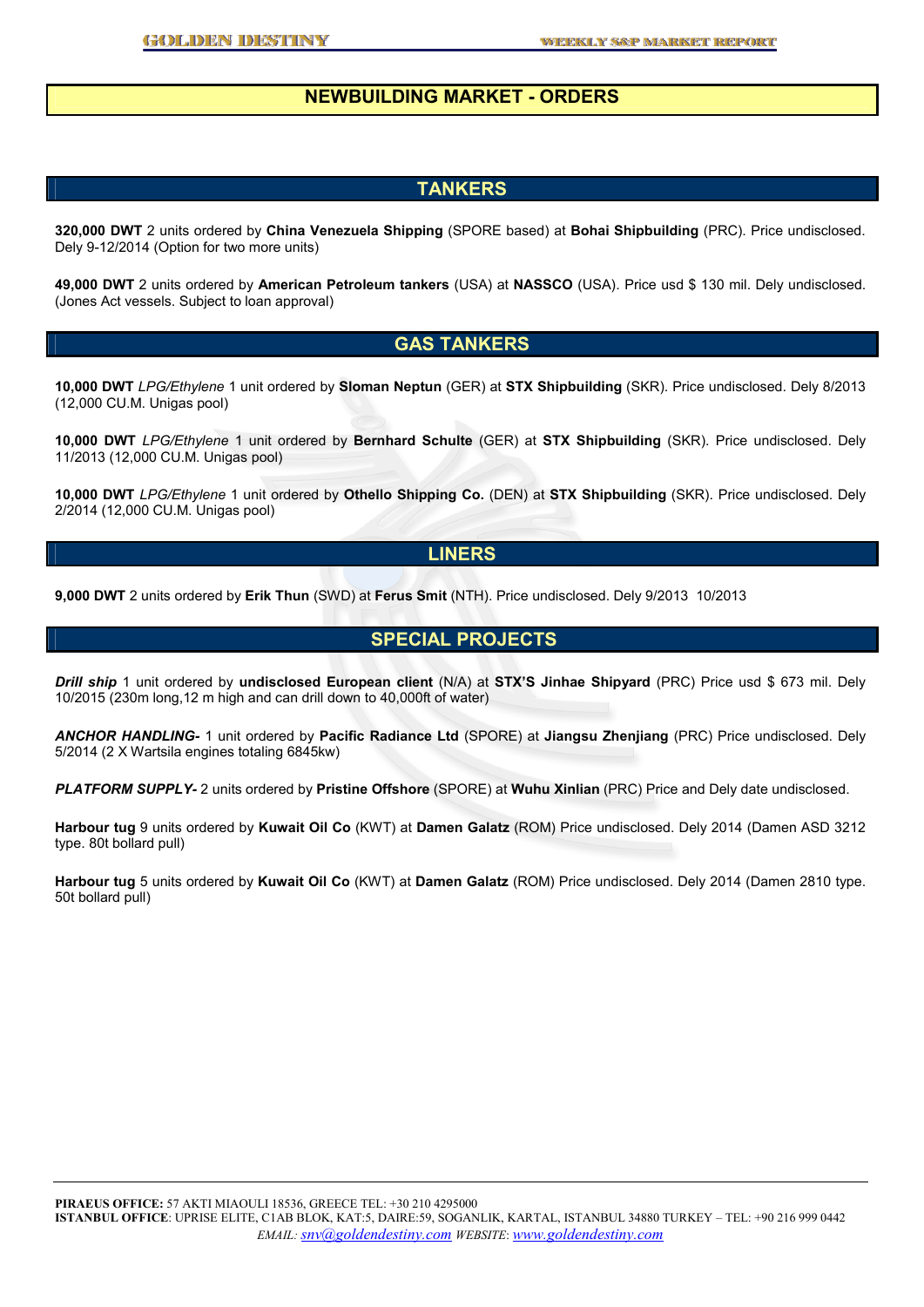# NEWBUILDING MARKET - ORDERS

## TANKERS

**320,000 DWT** 2 units ordered by **China Venezuela Shipping** (SPORE based) at **Bohai Shipbuilding** (PRC). Price undisclosed. Dely 9-12/2014 (Option for two more units)

**49,000 DWT** 2 units ordered by **American Petroleum tankers** (USA) at **NASSCO** (USA). Price usd $ 130 mil. Dely undisclosed. (Jones Act vessels. Subject to loan approval)

## GAS TANKERS

**10,000 DWT** *LPG/Ethylene* 1 unit ordered by **Sloman Neptun** (GER) at **STX Shipbuilding** (SKR). Price undisclosed. Dely 8/2013 (12,000 CU.M. Unigas pool)

**10,000 DWT** *LPG/Ethylene* 1 unit ordered by **Bernhard Schulte** (GER) at **STX Shipbuilding** (SKR). Price undisclosed. Dely 11/2013 (12,000 CU.M. Unigas pool)

**10,000 DWT** *LPG/Ethylene* 1 unit ordered by **Othello Shipping Co.** (DEN) at **STX Shipbuilding** (SKR). Price undisclosed. Dely 2/2014 (12,000 CU.M. Unigas pool)

## LINERS

**9,000 DWT** 2 units ordered by **Erik Thun** (SWD) at **Ferus Smit** (NTH). Price undisclosed. Dely 9/2013 10/2013

## SPECIAL PROJECTS

***Drill ship*** 1 unit ordered by **undisclosed European client** (N/A) at **STX'S Jinhae Shipyard** (PRC) Price usd $ 673 mil. Dely 10/2015 (230m long,12 m high and can drill down to 40,000ft of water)

***ANCHOR HANDLING-*** 1 unit ordered by **Pacific Radiance Ltd** (SPORE) at **Jiangsu Zhenjiang** (PRC) Price undisclosed. Dely 5/2014 (2 X Wartsila engines totaling 6845kw)

***PLATFORM SUPPLY-*** 2 units ordered by **Pristine Offshore** (SPORE) at **Wuhu Xinlian** (PRC) Price and Dely date undisclosed.

**Harbour tug** 9 units ordered by **Kuwait Oil Co** (KWT) at **Damen Galatz** (ROM) Price undisclosed. Dely 2014 (Damen ASD 3212 type. 80t bollard pull)

**Harbour tug** 5 units ordered by **Kuwait Oil Co** (KWT) at **Damen Galatz** (ROM) Price undisclosed. Dely 2014 (Damen 2810 type. 50t bollard pull)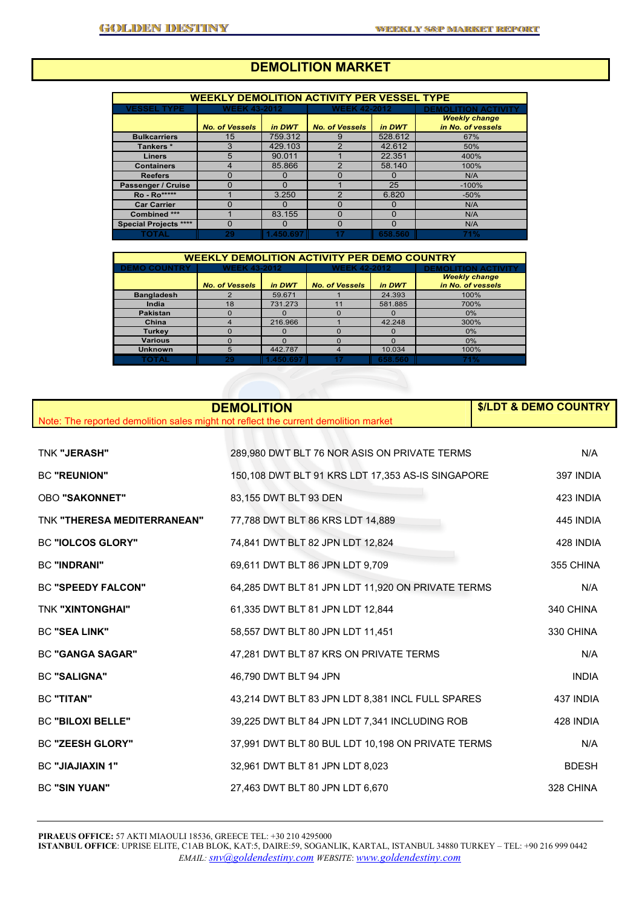# DEMOLITION MARKET

| WEEKLY DEMOLITION ACTIVITY PER VESSEL TYPE | | | | | |
|---|---|---|---|---|---|
| VESSEL TYPE | WEEK 43-2012 | | WEEK 42-2012 | | DEMOLITION ACTIVITY |
| | No. of Vessels | in DWT | No. of Vessels | in DWT | Weekly change in No. of vessels |
| Bulkcarriers | 15 | 759.312 | 9 | 528.612 | 67% |
| Tankers * | 3 | 429.103 | 2 | 42.612 | 50% |
| Liners | 5 | 90.011 | 1 | 22.351 | 400% |
| Containers | 4 | 85.866 | 2 | 58.140 | 100% |
| Reefers | 0 | 0 | 0 | 0 | N/A |
| Passenger / Cruise | 0 | 0 | 1 | 25 | -100% |
| Ro - Ro***** | 1 | 3.250 | 2 | 6.820 | -50% |
| Car Carrier | 0 | 0 | 0 | 0 | N/A |
| Combined *** | 1 | 83.155 | 0 | 0 | N/A |
| Special Projects **** | 0 | 0 | 0 | 0 | N/A |
| TOTAL | 29 | 1.450.697 | 17 | 658.560 | 71% |

| WEEKLY DEMOLITION ACTIVITY PER DEMO COUNTRY | | | | | |
|---|---|---|---|---|---|
| DEMO COUNTRY | WEEK 43-2012 | | WEEK 42-2012 | | DEMOLITION ACTIVITY |
| | No. of Vessels | in DWT | No. of Vessels | in DWT | Weekly change in No. of vessels |
| Bangladesh | 2 | 59.671 | 1 | 24.393 | 100% |
| India | 18 | 731.273 | 11 | 581.885 | 700% |
| Pakistan | 0 | 0 | 0 | 0 | 0% |
| China | 4 | 216.966 | 1 | 42.248 | 300% |
| Turkey | 0 | 0 | 0 | 0 | 0% |
| Various | 0 | 0 | 0 | 0 | 0% |
| Unknown | 5 | 442.787 | 4 | 10.034 | 100% |
| TOTAL | 29 | 1.450.697 | 17 | 658.560 | 71% |

## DEMOLITION

Note: The reported demolition sales might not reflect the current demolition market

| Vessel | Details | $/LDT & DEMO COUNTRY |
|---|---|---|
| TNK **"JERASH"** | 289,980 DWT BLT 76 NOR ASIS ON PRIVATE TERMS | N/A |
| BC **"REUNION"** | 150,108 DWT BLT 91 KRS LDT 17,353 AS-IS SINGAPORE | 397 INDIA |
| OBO **"SAKONNET"** | 83,155 DWT BLT 93 DEN | 423 INDIA |
| TNK **"THERESA MEDITERRANEAN"** | 77,788 DWT BLT 86 KRS LDT 14,889 | 445 INDIA |
| BC **"IOLCOS GLORY"** | 74,841 DWT BLT 82 JPN LDT 12,824 | 428 INDIA |
| BC **"INDRANI"** | 69,611 DWT BLT 86 JPN LDT 9,709 | 355 CHINA |
| BC **"SPEEDY FALCON"** | 64,285 DWT BLT 81 JPN LDT 11,920 ON PRIVATE TERMS | N/A |
| TNK **"XINTONGHAI"** | 61,335 DWT BLT 81 JPN LDT 12,844 | 340 CHINA |
| BC **"SEA LINK"** | 58,557 DWT BLT 80 JPN LDT 11,451 | 330 CHINA |
| BC **"GANGA SAGAR"** | 47,281 DWT BLT 87 KRS ON PRIVATE TERMS | N/A |
| BC **"SALIGNA"** | 46,790 DWT BLT 94 JPN | INDIA |
| BC **"TITAN"** | 43,214 DWT BLT 83 JPN LDT 8,381 INCL FULL SPARES | 437 INDIA |
| BC **"BILOXI BELLE"** | 39,225 DWT BLT 84 JPN LDT 7,341 INCLUDING ROB | 428 INDIA |
| BC **"ZEESH GLORY"** | 37,991 DWT BLT 80 BUL LDT 10,198 ON PRIVATE TERMS | N/A |
| BC **"JIAJIAXIN 1"** | 32,961 DWT BLT 81 JPN LDT 8,023 | BDESH |
| BC **"SIN YUAN"** | 27,463 DWT BLT 80 JPN LDT 6,670 | 328 CHINA |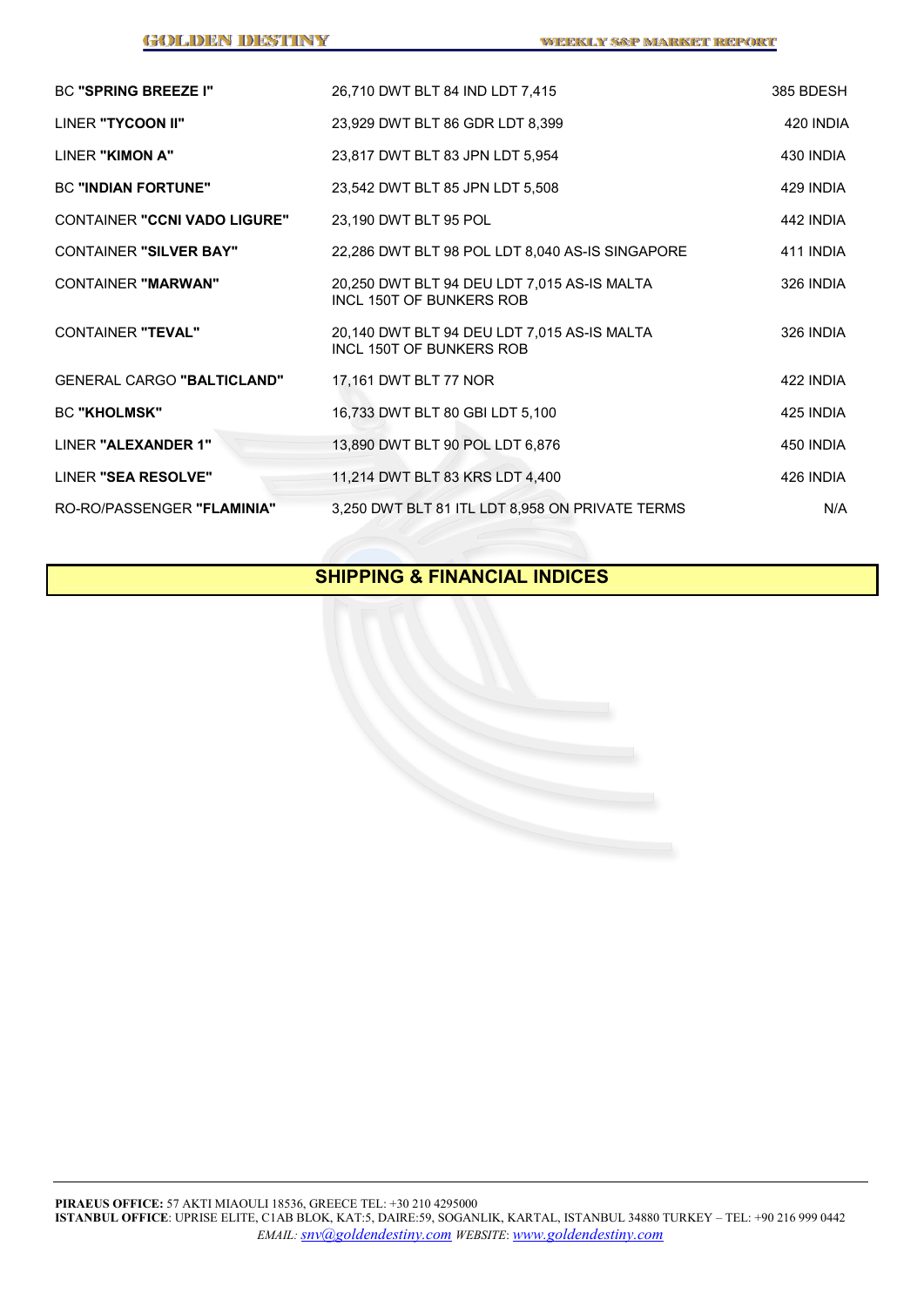| | | |
|---|---|---|
| BC **"SPRING BREEZE I"** | 26,710 DWT BLT 84 IND LDT 7,415 | 385 BDESH |
| LINER **"TYCOON II"** | 23,929 DWT BLT 86 GDR LDT 8,399 | 420 INDIA |
| LINER **"KIMON A"** | 23,817 DWT BLT 83 JPN LDT 5,954 | 430 INDIA |
| BC **"INDIAN FORTUNE"** | 23,542 DWT BLT 85 JPN LDT 5,508 | 429 INDIA |
| CONTAINER **"CCNI VADO LIGURE"** | 23,190 DWT BLT 95 POL | 442 INDIA |
| CONTAINER **"SILVER BAY"** | 22,286 DWT BLT 98 POL LDT 8,040 AS-IS SINGAPORE | 411 INDIA |
| CONTAINER **"MARWAN"** | 20,250 DWT BLT 94 DEU LDT 7,015 AS-IS MALTA INCL 150T OF BUNKERS ROB | 326 INDIA |
| CONTAINER **"TEVAL"** | 20,140 DWT BLT 94 DEU LDT 7,015 AS-IS MALTA INCL 150T OF BUNKERS ROB | 326 INDIA |
| GENERAL CARGO **"BALTICLAND"** | 17,161 DWT BLT 77 NOR | 422 INDIA |
| BC **"KHOLMSK"** | 16,733 DWT BLT 80 GBI LDT 5,100 | 425 INDIA |
| LINER **"ALEXANDER 1"** | 13,890 DWT BLT 90 POL LDT 6,876 | 450 INDIA |
| LINER **"SEA RESOLVE"** | 11,214 DWT BLT 83 KRS LDT 4,400 | 426 INDIA |
| RO-RO/PASSENGER **"FLAMINIA"** | 3,250 DWT BLT 81 ITL LDT 8,958 ON PRIVATE TERMS | N/A |

## SHIPPING & FINANCIAL INDICES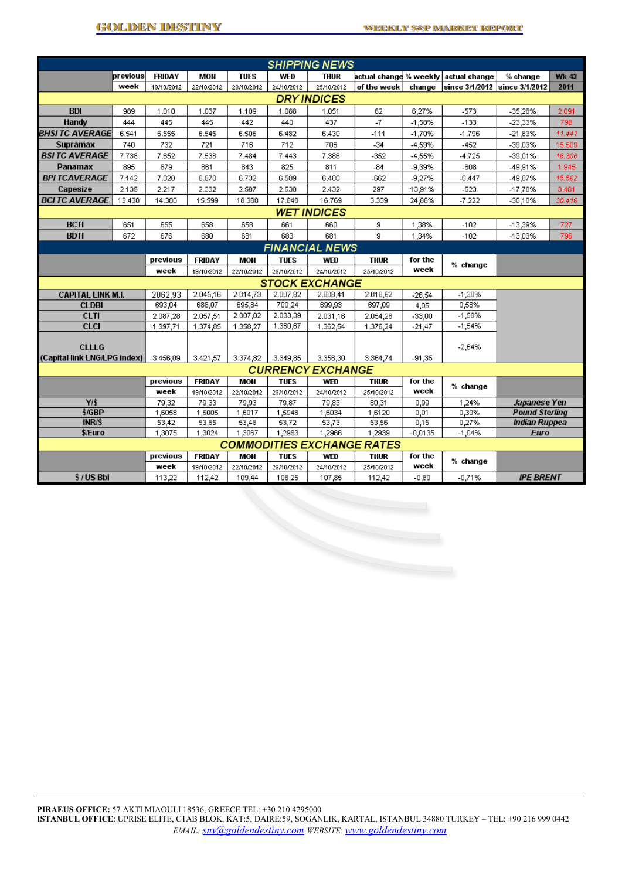## SHIPPING NEWS

| | previous week | FRIDAY 19/10/2012 | MON 22/10/2012 | TUES 23/10/2012 | WED 24/10/2012 | THUR 25/10/2012 | actual change of the week | % weekly change | actual change since 3/1/2012 | % change since 3/1/2012 | Wk 43 2011 |
|---|---|---|---|---|---|---|---|---|---|---|---|
| **DRY INDICES** | | | | | | | | | | | |
| BDI | 989 | 1.010 | 1.037 | 1.109 | 1.088 | 1.051 | 62 | 6,27% | -573 | -35,28% | 2.091 |
| Handy | 444 | 445 | 445 | 442 | 440 | 437 | -7 | -1,58% | -133 | -23,33% | 798 |
| BHSI TC AVERAGE | 6.541 | 6.555 | 6.545 | 6.506 | 6.482 | 6.430 | -111 | -1,70% | -1.796 | -21,83% | 11.441 |
| Supramax | 740 | 732 | 721 | 716 | 712 | 706 | -34 | -4,59% | -452 | -39,03% | 15.509 |
| BSI TC AVERAGE | 7.738 | 7.652 | 7.538 | 7.484 | 7.443 | 7.386 | -352 | -4,55% | -4.725 | -39,01% | 16.306 |
| Panamax | 895 | 879 | 861 | 843 | 825 | 811 | -84 | -9,39% | -808 | -49,91% | 1.945 |
| BPI TCAVERAGE | 7.142 | 7.020 | 6.870 | 6.732 | 6.589 | 6.480 | -662 | -9,27% | -6.447 | -49,87% | 15.562 |
| Capesize | 2.135 | 2.217 | 2.332 | 2.587 | 2.530 | 2.432 | 297 | 13,91% | -523 | -17,70% | 3.481 |
| BCI TC AVERAGE | 13.430 | 14.380 | 15.599 | 18.388 | 17.848 | 16.769 | 3.339 | 24,86% | -7.222 | -30,10% | 30.416 |
| **WET INDICES** | | | | | | | | | | | |
| BCTI | 651 | 655 | 658 | 658 | 661 | 660 | 9 | 1,38% | -102 | -13,39% | 727 |
| BDTI | 672 | 676 | 680 | 681 | 683 | 681 | 9 | 1,34% | -102 | -13,03% | 796 |

## FINANCIAL NEWS

### STOCK EXCHANGE

| | previous week | FRIDAY 19/10/2012 | MON 22/10/2012 | TUES 23/10/2012 | WED 24/10/2012 | THUR 25/10/2012 | for the week | % change |
|---|---|---|---|---|---|---|---|---|
| CAPITAL LINK M.I. | 2062,93 | 2.045,16 | 2.014,73 | 2.007,82 | 2.008,41 | 2.018,62 | -26,54 | -1,30% |
| CLDBI | 693,04 | 688,07 | 695,84 | 700,24 | 699,93 | 697,09 | 4,05 | 0,58% |
| CLTI | 2.087,28 | 2.057,51 | 2.007,02 | 2.033,39 | 2.031,16 | 2.054,28 | -33,00 | -1,58% |
| CLCI | 1.397,71 | 1.374,85 | 1.358,27 | 1.360,67 | 1.362,54 | 1.376,24 | -21,47 | -1,54% |
| CLLLG (Capital link LNG/LPG index) | 3.456,09 | 3.421,57 | 3.374,82 | 3.349,85 | 3.356,30 | 3.364,74 | -91,35 | -2,64% |

### CURRENCY EXCHANGE

| | previous week | FRIDAY 19/10/2012 | MON 22/10/2012 | TUES 23/10/2012 | WED 24/10/2012 | THUR 25/10/2012 | for the week | % change | |
|---|---|---|---|---|---|---|---|---|---|
| Y/$ | 79,32 | 79,33 | 79,93 | 79,87 | 79,83 | 80,31 | 0,99 | 1,24% | Japanese Yen |
| $/GBP | 1,6058 | 1,6005 | 1,6017 | 1,5948 | 1,6034 | 1,6120 | 0,01 | 0,39% | Pound Sterling |
| INR/$ | 53,42 | 53,85 | 53,48 | 53,72 | 53,73 | 53,56 | 0,15 | 0,27% | Indian Ruppea |
| $/Euro | 1,3075 | 1,3024 | 1,3067 | 1,2983 | 1,2966 | 1,2939 | -0,0135 | -1,04% | Euro |

### COMMODITIES EXCHANGE RATES

| | previous week | FRIDAY 19/10/2012 | MON 22/10/2012 | TUES 23/10/2012 | WED 24/10/2012 | THUR 25/10/2012 | for the week | % change | |
|---|---|---|---|---|---|---|---|---|---|
| $ / US Bbl | 113,22 | 112,42 | 109,44 | 108,25 | 107,85 | 112,42 | -0,80 | -0,71% | IPE BRENT |

**PIRAEUS OFFICE:** 57 AKTI MIAOULI 18536, GREECE TEL: +30 210 4295000
**ISTANBUL OFFICE**: UPRISE ELITE, C1AB BLOK, KAT:5, DAIRE:59, SOGANLIK, KARTAL, ISTANBUL 34880 TURKEY – TEL: +90 216 999 0442
*EMAIL: snv@goldendestiny.com WEBSITE: www.goldendestiny.com*